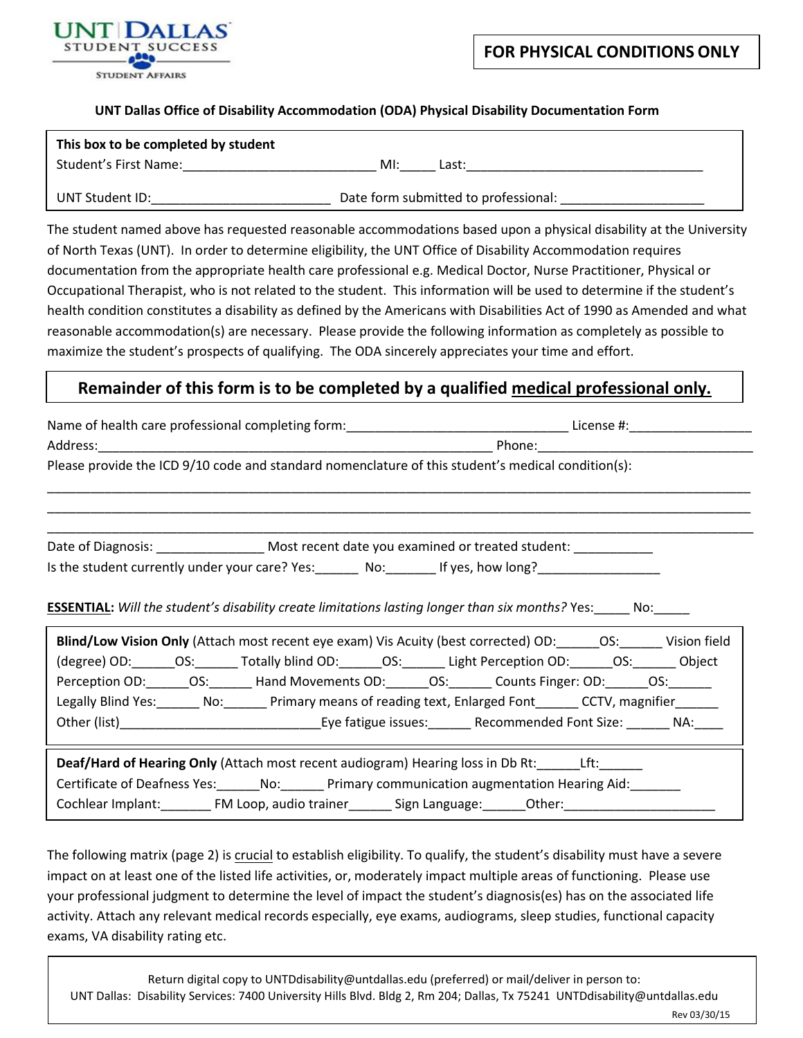UNT | DALLAS
STUDENT SUCCESS
STUDENT AFFAIRS

**FOR PHYSICAL CONDITIONS ONLY**

### UNT Dallas Office of Disability Accommodation (ODA) Physical Disability Documentation Form

**This box to be completed by student**

Student's First Name:__________________________ MI:_____ Last:_________________________________

UNT Student ID:_________________________ Date form submitted to professional: ___________________

The student named above has requested reasonable accommodations based upon a physical disability at the University of North Texas (UNT). In order to determine eligibility, the UNT Office of Disability Accommodation requires documentation from the appropriate health care professional e.g. Medical Doctor, Nurse Practitioner, Physical or Occupational Therapist, who is not related to the student. This information will be used to determine if the student's health condition constitutes a disability as defined by the Americans with Disabilities Act of 1990 as Amended and what reasonable accommodation(s) are necessary. Please provide the following information as completely as possible to maximize the student's prospects of qualifying. The ODA sincerely appreciates your time and effort.

## Remainder of this form is to be completed by a qualified medical professional only.

Name of health care professional completing form:______________________________ License #:_________________

Address:_______________________________________________________ Phone:______________________________

Please provide the ICD 9/10 code and standard nomenclature of this student's medical condition(s):

_____________________________________________________________________________________________________

_____________________________________________________________________________________________________

_____________________________________________________________________________________________________

Date of Diagnosis: ______________ Most recent date you examined or treated student: ___________

Is the student currently under your care? Yes:______ No:_______ If yes, how long?_________________

**ESSENTIAL:** *Will the student's disability create limitations lasting longer than six months?* Yes:_____ No:_____

**Blind/Low Vision Only** (Attach most recent eye exam) Vis Acuity (best corrected) OD:______OS:______ Vision field (degree) OD:______OS:______ Totally blind OD:______OS:______ Light Perception OD:______OS:______ Object Perception OD:______OS:______ Hand Movements OD:______OS:______ Counts Finger: OD:______OS:______ Legally Blind Yes:______ No:______ Primary means of reading text, Enlarged Font______ CCTV, magnifier______ Other (list)___________________________Eye fatigue issues:______ Recommended Font Size: ______ NA:____

**Deaf/Hard of Hearing Only** (Attach most recent audiogram) Hearing loss in Db Rt:______Lft:______ Certificate of Deafness Yes:______No:______ Primary communication augmentation Hearing Aid:_______ Cochlear Implant:_______ FM Loop, audio trainer______ Sign Language:______Other:_____________________

The following matrix (page 2) is crucial to establish eligibility. To qualify, the student's disability must have a severe impact on at least one of the listed life activities, or, moderately impact multiple areas of functioning. Please use your professional judgment to determine the level of impact the student's diagnosis(es) has on the associated life activity. Attach any relevant medical records especially, eye exams, audiograms, sleep studies, functional capacity exams, VA disability rating etc.

Return digital copy to UNTDdisability@untdallas.edu (preferred) or mail/deliver in person to:
UNT Dallas: Disability Services: 7400 University Hills Blvd. Bldg 2, Rm 204; Dallas, Tx 75241 UNTDdisability@untdallas.edu

Rev 03/30/15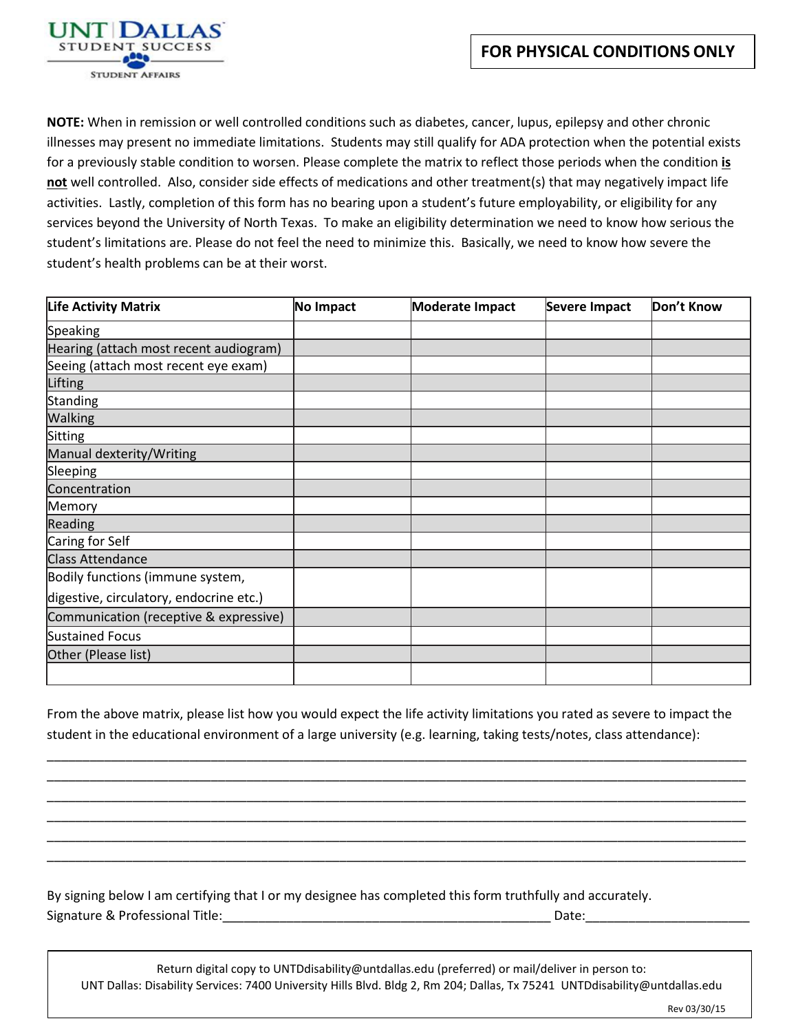UNT DALLAS STUDENT SUCCESS

STUDENT AFFAIRS

**FOR PHYSICAL CONDITIONS ONLY**

**NOTE:** When in remission or well controlled conditions such as diabetes, cancer, lupus, epilepsy and other chronic illnesses may present no immediate limitations. Students may still qualify for ADA protection when the potential exists for a previously stable condition to worsen. Please complete the matrix to reflect those periods when the condition **is not** well controlled. Also, consider side effects of medications and other treatment(s) that may negatively impact life activities. Lastly, completion of this form has no bearing upon a student's future employability, or eligibility for any services beyond the University of North Texas. To make an eligibility determination we need to know how serious the student's limitations are. Please do not feel the need to minimize this. Basically, we need to know how severe the student's health problems can be at their worst.

| Life Activity Matrix | No Impact | Moderate Impact | Severe Impact | Don't Know |
|---|---|---|---|---|
| Speaking | | | | |
| Hearing (attach most recent audiogram) | | | | |
| Seeing (attach most recent eye exam) | | | | |
| Lifting | | | | |
| Standing | | | | |
| Walking | | | | |
| Sitting | | | | |
| Manual dexterity/Writing | | | | |
| Sleeping | | | | |
| Concentration | | | | |
| Memory | | | | |
| Reading | | | | |
| Caring for Self | | | | |
| Class Attendance | | | | |
| Bodily functions (immune system, digestive, circulatory, endocrine etc.) | | | | |
| Communication (receptive & expressive) | | | | |
| Sustained Focus | | | | |
| Other (Please list) | | | | |
| | | | | |

From the above matrix, please list how you would expect the life activity limitations you rated as severe to impact the student in the educational environment of a large university (e.g. learning, taking tests/notes, class attendance):

\_\_\_\_\_\_\_\_\_\_\_\_\_\_\_\_\_\_\_\_\_\_\_\_\_\_\_\_\_\_\_\_\_\_\_\_\_\_\_\_\_\_\_\_\_\_\_\_\_\_\_\_\_\_\_\_\_\_\_\_\_\_\_\_\_\_\_\_\_\_\_\_\_\_\_\_\_\_

\_\_\_\_\_\_\_\_\_\_\_\_\_\_\_\_\_\_\_\_\_\_\_\_\_\_\_\_\_\_\_\_\_\_\_\_\_\_\_\_\_\_\_\_\_\_\_\_\_\_\_\_\_\_\_\_\_\_\_\_\_\_\_\_\_\_\_\_\_\_\_\_\_\_\_\_\_\_

\_\_\_\_\_\_\_\_\_\_\_\_\_\_\_\_\_\_\_\_\_\_\_\_\_\_\_\_\_\_\_\_\_\_\_\_\_\_\_\_\_\_\_\_\_\_\_\_\_\_\_\_\_\_\_\_\_\_\_\_\_\_\_\_\_\_\_\_\_\_\_\_\_\_\_\_\_\_

\_\_\_\_\_\_\_\_\_\_\_\_\_\_\_\_\_\_\_\_\_\_\_\_\_\_\_\_\_\_\_\_\_\_\_\_\_\_\_\_\_\_\_\_\_\_\_\_\_\_\_\_\_\_\_\_\_\_\_\_\_\_\_\_\_\_\_\_\_\_\_\_\_\_\_\_\_\_

\_\_\_\_\_\_\_\_\_\_\_\_\_\_\_\_\_\_\_\_\_\_\_\_\_\_\_\_\_\_\_\_\_\_\_\_\_\_\_\_\_\_\_\_\_\_\_\_\_\_\_\_\_\_\_\_\_\_\_\_\_\_\_\_\_\_\_\_\_\_\_\_\_\_\_\_\_\_

\_\_\_\_\_\_\_\_\_\_\_\_\_\_\_\_\_\_\_\_\_\_\_\_\_\_\_\_\_\_\_\_\_\_\_\_\_\_\_\_\_\_\_\_\_\_\_\_\_\_\_\_\_\_\_\_\_\_\_\_\_\_\_\_\_\_\_\_\_\_\_\_\_\_\_\_\_\_

By signing below I am certifying that I or my designee has completed this form truthfully and accurately.

Signature & Professional Title:\_\_\_\_\_\_\_\_\_\_\_\_\_\_\_\_\_\_\_\_\_\_\_\_\_\_\_\_\_\_\_\_\_\_\_\_\_\_\_\_\_\_ Date:\_\_\_\_\_\_\_\_\_\_\_\_\_\_\_\_\_\_\_\_\_

Return digital copy to UNTDdisability@untdallas.edu (preferred) or mail/deliver in person to:
UNT Dallas: Disability Services: 7400 University Hills Blvd. Bldg 2, Rm 204; Dallas, Tx 75241 UNTDdisability@untdallas.edu

Rev 03/30/15